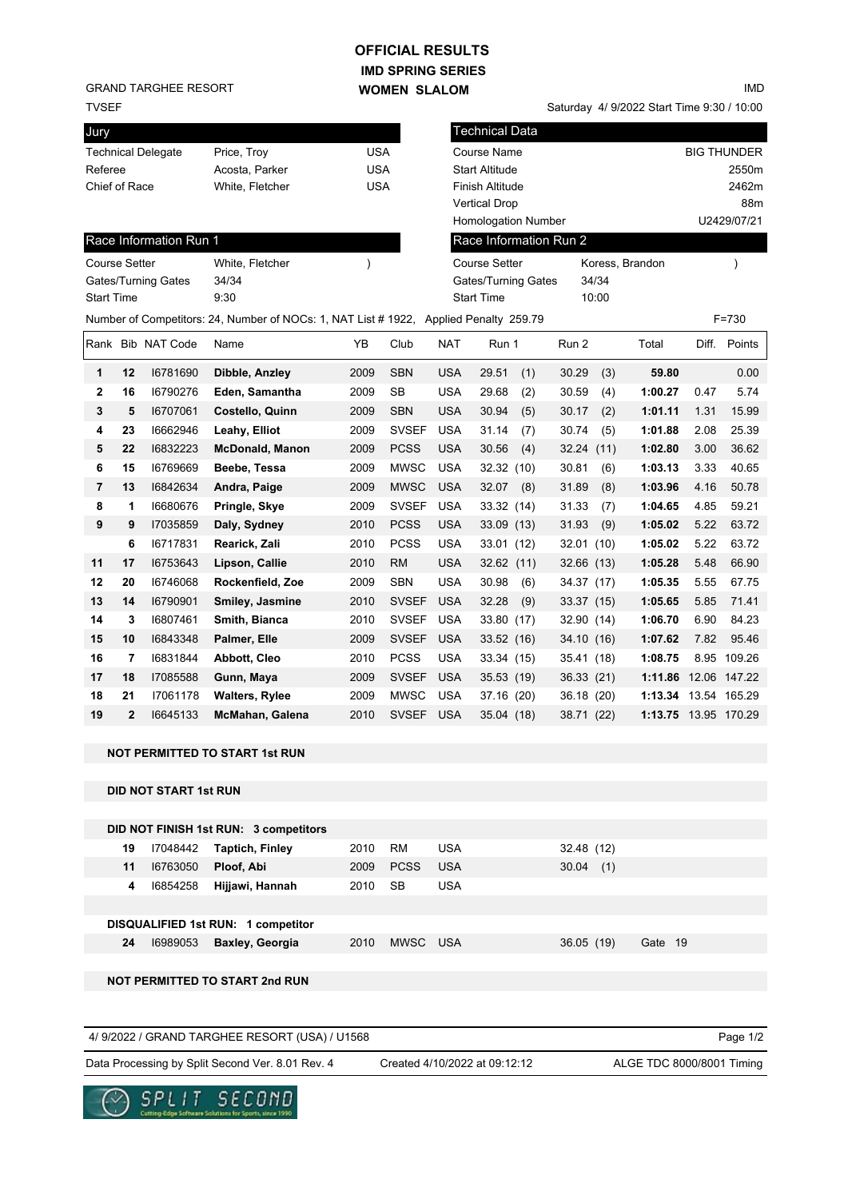# OFFICIAL RESULTS
## IMD SPRING SERIES
## WOMEN SLALOM

GRAND TARGHEE RESORT
TVSEF

IMD
Saturday 4/ 9/2022 Start Time 9:30 / 10:00

| Jury | | |
|---|---|---|
| Technical Delegate | Price, Troy | USA |
| Referee | Acosta, Parker | USA |
| Chief of Race | White, Fletcher | USA |

| Technical Data | |
|---|---|
| Course Name | BIG THUNDER |
| Start Altitude | 2550m |
| Finish Altitude | 2462m |
| Vertical Drop | 88m |
| Homologation Number | U2429/07/21 |

| Race Information Run 1 | | |
|---|---|---|
| Course Setter | White, Fletcher | ) |
| Gates/Turning Gates | 34/34 | |
| Start Time | 9:30 | |

| Race Information Run 2 | | |
|---|---|---|
| Course Setter | Koress, Brandon | ) |
| Gates/Turning Gates | 34/34 | |
| Start Time | 10:00 | |

Number of Competitors: 24, Number of NOCs: 1, NAT List # 1922, Applied Penalty 259.79 F=730

| Rank | Bib | NAT Code | Name | YB | Club | NAT | Run 1 | Run 2 | Total | Diff. | Points |
|---|---|---|---|---|---|---|---|---|---|---|---|
| 1 | 12 | I6781690 | **Dibble, Anzley** | 2009 | SBN | USA | 29.51 (1) | 30.29 (3) | **59.80** | | 0.00 |
| 2 | 16 | I6790276 | **Eden, Samantha** | 2009 | SB | USA | 29.68 (2) | 30.59 (4) | **1:00.27** | 0.47 | 5.74 |
| 3 | 5 | I6707061 | **Costello, Quinn** | 2009 | SBN | USA | 30.94 (5) | 30.17 (2) | **1:01.11** | 1.31 | 15.99 |
| 4 | 23 | I6662946 | **Leahy, Elliot** | 2009 | SVSEF | USA | 31.14 (7) | 30.74 (5) | **1:01.88** | 2.08 | 25.39 |
| 5 | 22 | I6832223 | **McDonald, Manon** | 2009 | PCSS | USA | 30.56 (4) | 32.24 (11) | **1:02.80** | 3.00 | 36.62 |
| 6 | 15 | I6769669 | **Beebe, Tessa** | 2009 | MWSC | USA | 32.32 (10) | 30.81 (6) | **1:03.13** | 3.33 | 40.65 |
| 7 | 13 | I6842634 | **Andra, Paige** | 2009 | MWSC | USA | 32.07 (8) | 31.89 (8) | **1:03.96** | 4.16 | 50.78 |
| 8 | 1 | I6680676 | **Pringle, Skye** | 2009 | SVSEF | USA | 33.32 (14) | 31.33 (7) | **1:04.65** | 4.85 | 59.21 |
| 9 | 9 | I7035859 | **Daly, Sydney** | 2010 | PCSS | USA | 33.09 (13) | 31.93 (9) | **1:05.02** | 5.22 | 63.72 |
| | 6 | I6717831 | **Rearick, Zali** | 2010 | PCSS | USA | 33.01 (12) | 32.01 (10) | **1:05.02** | 5.22 | 63.72 |
| 11 | 17 | I6753643 | **Lipson, Callie** | 2010 | RM | USA | 32.62 (11) | 32.66 (13) | **1:05.28** | 5.48 | 66.90 |
| 12 | 20 | I6746068 | **Rockenfield, Zoe** | 2009 | SBN | USA | 30.98 (6) | 34.37 (17) | **1:05.35** | 5.55 | 67.75 |
| 13 | 14 | I6790901 | **Smiley, Jasmine** | 2010 | SVSEF | USA | 32.28 (9) | 33.37 (15) | **1:05.65** | 5.85 | 71.41 |
| 14 | 3 | I6807461 | **Smith, Bianca** | 2010 | SVSEF | USA | 33.80 (17) | 32.90 (14) | **1:06.70** | 6.90 | 84.23 |
| 15 | 10 | I6843348 | **Palmer, Elle** | 2009 | SVSEF | USA | 33.52 (16) | 34.10 (16) | **1:07.62** | 7.82 | 95.46 |
| 16 | 7 | I6831844 | **Abbott, Cleo** | 2010 | PCSS | USA | 33.34 (15) | 35.41 (18) | **1:08.75** | 8.95 | 109.26 |
| 17 | 18 | I7085588 | **Gunn, Maya** | 2009 | SVSEF | USA | 35.53 (19) | 36.33 (21) | **1:11.86** | 12.06 | 147.22 |
| 18 | 21 | I7061178 | **Walters, Rylee** | 2009 | MWSC | USA | 37.16 (20) | 36.18 (20) | **1:13.34** | 13.54 | 165.29 |
| 19 | 2 | I6645133 | **McMahan, Galena** | 2010 | SVSEF | USA | 35.04 (18) | 38.71 (22) | **1:13.75** | 13.95 | 170.29 |

**NOT PERMITTED TO START 1st RUN**

**DID NOT START 1st RUN**

**DID NOT FINISH 1st RUN: 3 competitors**

| Bib | NAT Code | Name | YB | Club | NAT | Run 2 |
|---|---|---|---|---|---|---|
| 19 | I7048442 | **Taptich, Finley** | 2010 | RM | USA | 32.48 (12) |
| 11 | I6763050 | **Ploof, Abi** | 2009 | PCSS | USA | 30.04 (1) |
| 4 | I6854258 | **Hijjawi, Hannah** | 2010 | SB | USA | |

**DISQUALIFIED 1st RUN: 1 competitor**

| Bib | NAT Code | Name | YB | Club | NAT | Run 2 | |
|---|---|---|---|---|---|---|---|
| 24 | I6989053 | **Baxley, Georgia** | 2010 | MWSC | USA | 36.05 (19) | Gate 19 |

**NOT PERMITTED TO START 2nd RUN**

4/ 9/2022 / GRAND TARGHEE RESORT (USA) / U1568

Data Processing by Split Second Ver. 8.01 Rev. 4 Created 4/10/2022 at 09:12:12 ALGE TDC 8000/8001 Timing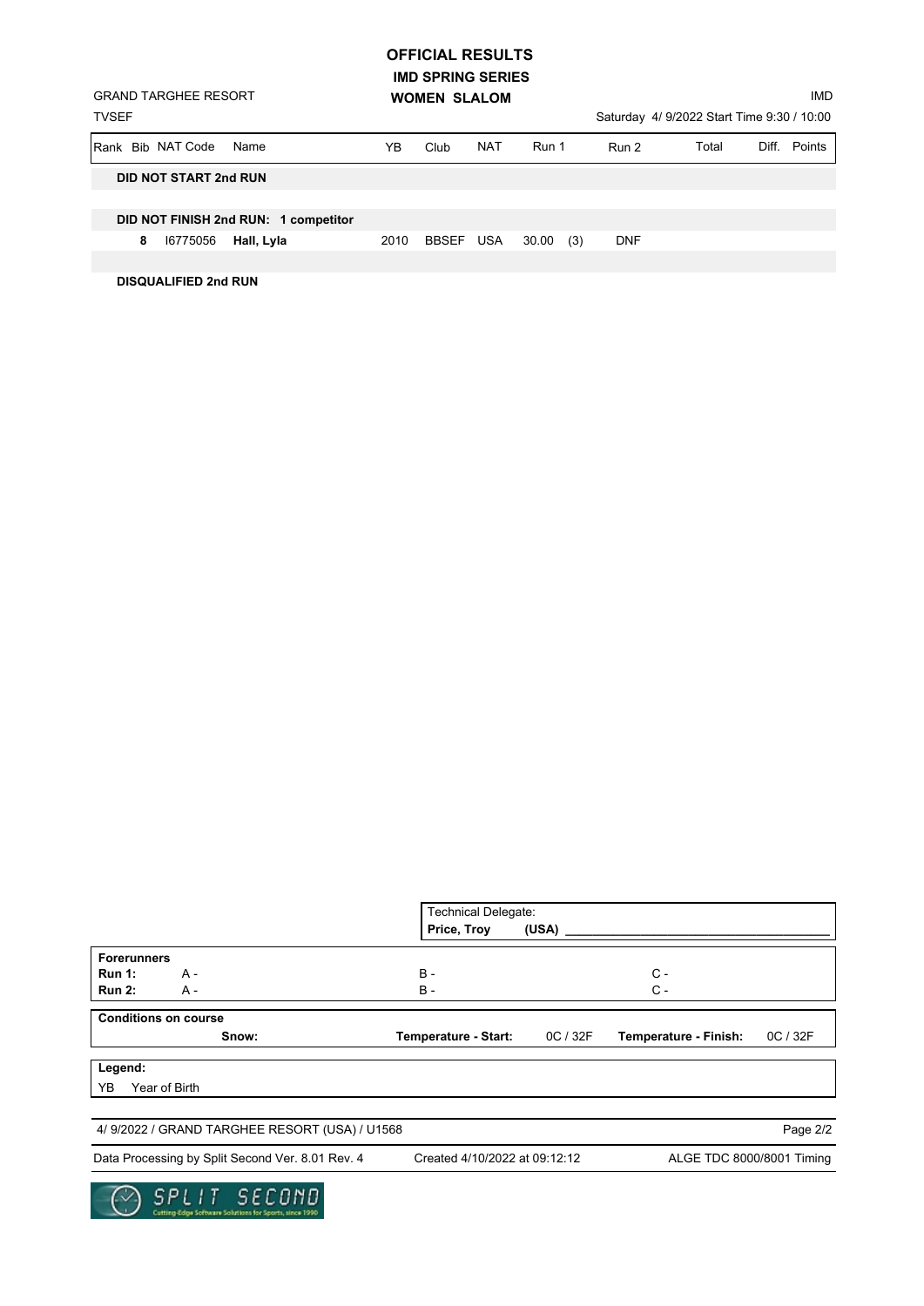# OFFICIAL RESULTS
## IMD SPRING SERIES
## WOMEN SLALOM

GRAND TARGHEE RESORT — IMD

TVSEF — Saturday 4/ 9/2022 Start Time 9:30 / 10:00

| Rank | Bib | NAT Code | Name | YB | Club | NAT | Run 1 | | Run 2 | Total | Diff. | Points |
|---|---|---|---|---|---|---|---|---|---|---|---|---|
| **DID NOT START 2nd RUN** | | | | | | | | | | | | |
| **DID NOT FINISH 2nd RUN: 1 competitor** | | | | | | | | | | | | |
| | 8 | I6775056 | **Hall, Lyla** | 2010 | BBSEF | USA | 30.00 | (3) | DNF | | | |
| **DISQUALIFIED 2nd RUN** | | | | | | | | | | | | |

Technical Delegate:
**Price, Troy** (USA) ______________________

**Forerunners**

| | | | |
|---|---|---|---|
| **Run 1:** | A - | B - | C - |
| **Run 2:** | A - | B - | C - |

**Conditions on course**

**Snow:** — **Temperature - Start:** 0C / 32F — **Temperature - Finish:** 0C / 32F

**Legend:**
YB Year of Birth

4/ 9/2022 / GRAND TARGHEE RESORT (USA) / U1568

Data Processing by Split Second Ver. 8.01 Rev. 4 — Created 4/10/2022 at 09:12:12 — ALGE TDC 8000/8001 Timing